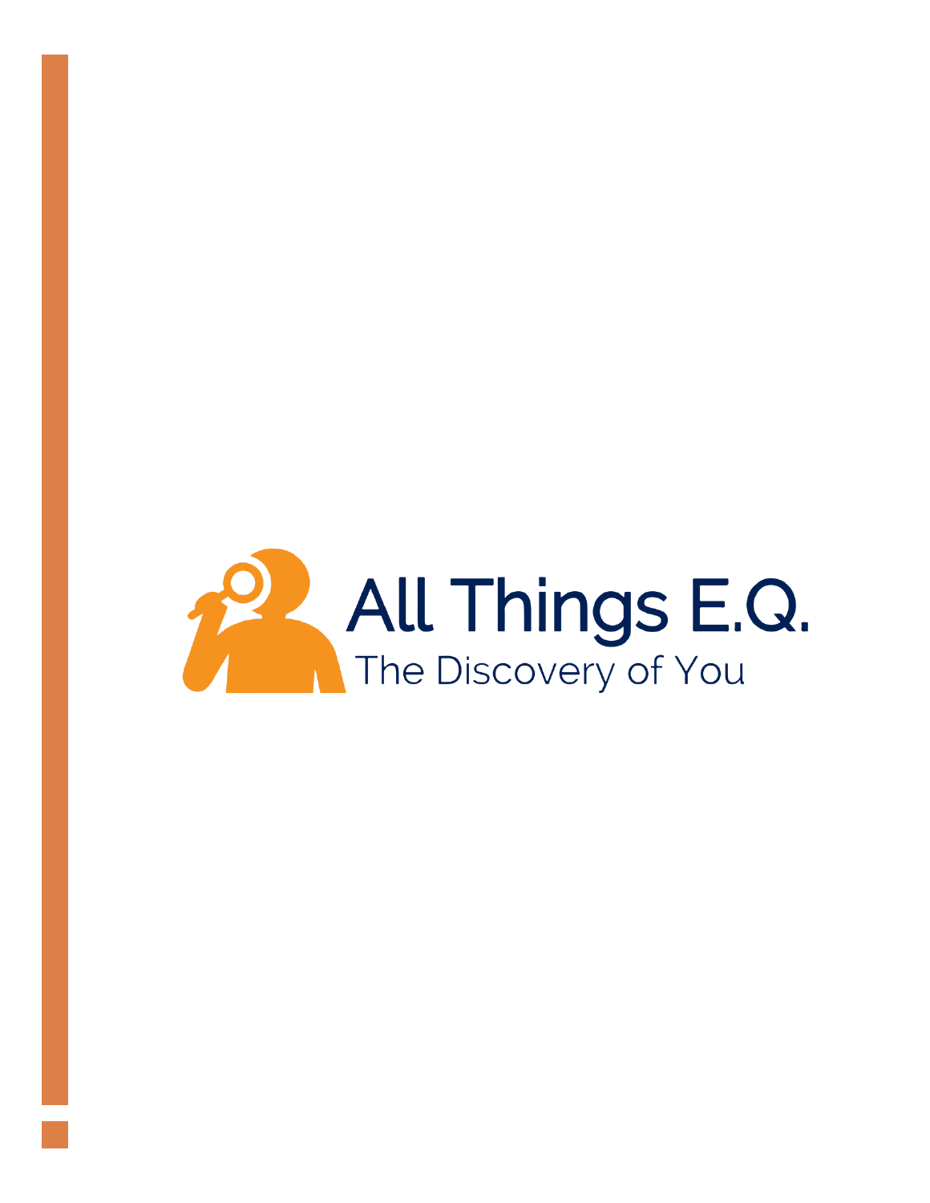# All Things E.Q.

The Discovery of You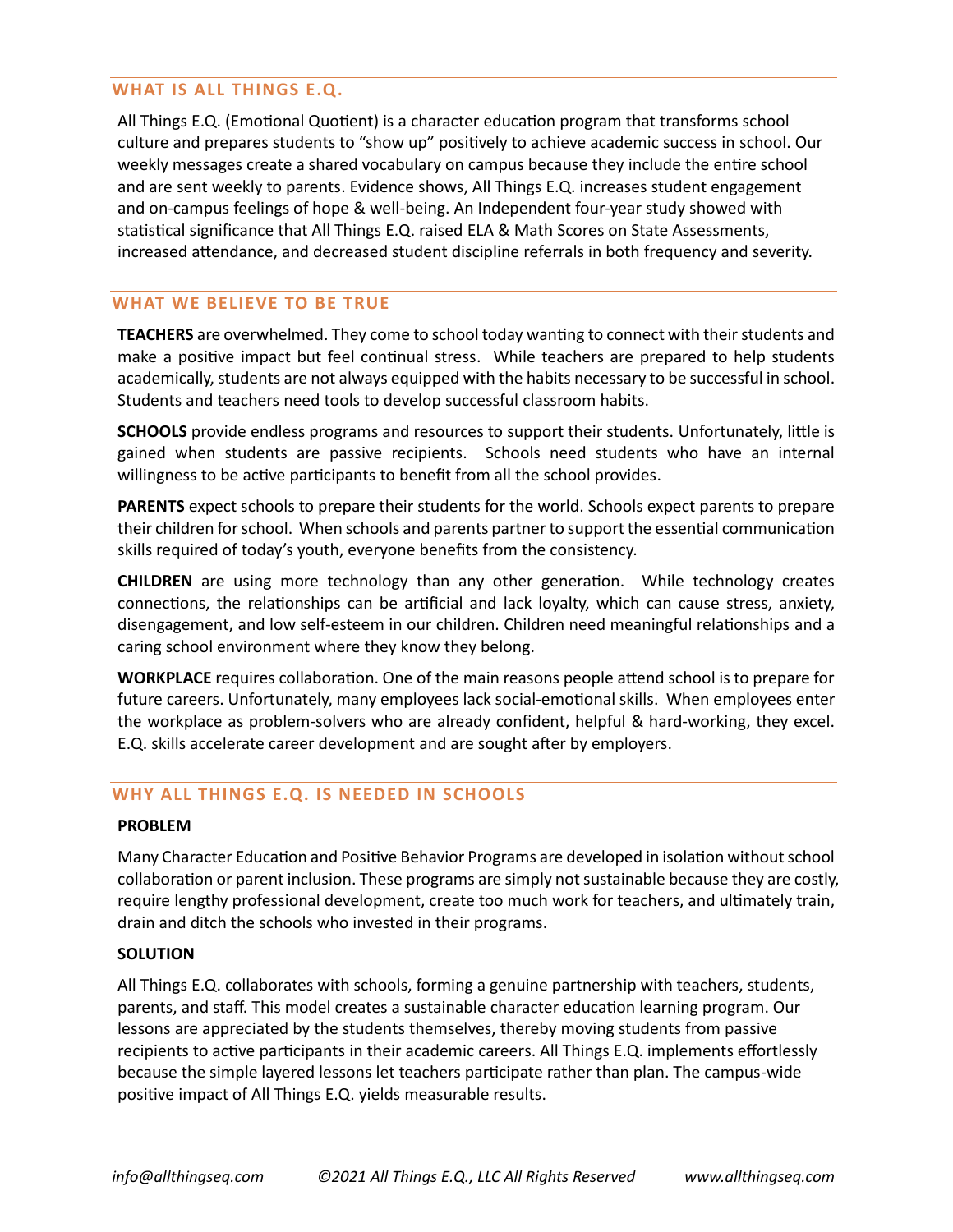## WHAT IS ALL THINGS E.Q.

All Things E.Q. (Emotional Quotient) is a character education program that transforms school culture and prepares students to "show up" positively to achieve academic success in school. Our weekly messages create a shared vocabulary on campus because they include the entire school and are sent weekly to parents. Evidence shows, All Things E.Q. increases student engagement and on-campus feelings of hope & well-being. An Independent four-year study showed with statistical significance that All Things E.Q. raised ELA & Math Scores on State Assessments, increased attendance, and decreased student discipline referrals in both frequency and severity.

## WHAT WE BELIEVE TO BE TRUE

**TEACHERS** are overwhelmed. They come to school today wanting to connect with their students and make a positive impact but feel continual stress. While teachers are prepared to help students academically, students are not always equipped with the habits necessary to be successful in school. Students and teachers need tools to develop successful classroom habits.

**SCHOOLS** provide endless programs and resources to support their students. Unfortunately, little is gained when students are passive recipients. Schools need students who have an internal willingness to be active participants to benefit from all the school provides.

**PARENTS** expect schools to prepare their students for the world. Schools expect parents to prepare their children for school. When schools and parents partner to support the essential communication skills required of today's youth, everyone benefits from the consistency.

**CHILDREN** are using more technology than any other generation. While technology creates connections, the relationships can be artificial and lack loyalty, which can cause stress, anxiety, disengagement, and low self-esteem in our children. Children need meaningful relationships and a caring school environment where they know they belong.

**WORKPLACE** requires collaboration. One of the main reasons people attend school is to prepare for future careers. Unfortunately, many employees lack social-emotional skills. When employees enter the workplace as problem-solvers who are already confident, helpful & hard-working, they excel. E.Q. skills accelerate career development and are sought after by employers.

## WHY ALL THINGS E.Q. IS NEEDED IN SCHOOLS

**PROBLEM**

Many Character Education and Positive Behavior Programs are developed in isolation without school collaboration or parent inclusion. These programs are simply not sustainable because they are costly, require lengthy professional development, create too much work for teachers, and ultimately train, drain and ditch the schools who invested in their programs.

**SOLUTION**

All Things E.Q. collaborates with schools, forming a genuine partnership with teachers, students, parents, and staff. This model creates a sustainable character education learning program. Our lessons are appreciated by the students themselves, thereby moving students from passive recipients to active participants in their academic careers. All Things E.Q. implements effortlessly because the simple layered lessons let teachers participate rather than plan. The campus-wide positive impact of All Things E.Q. yields measurable results.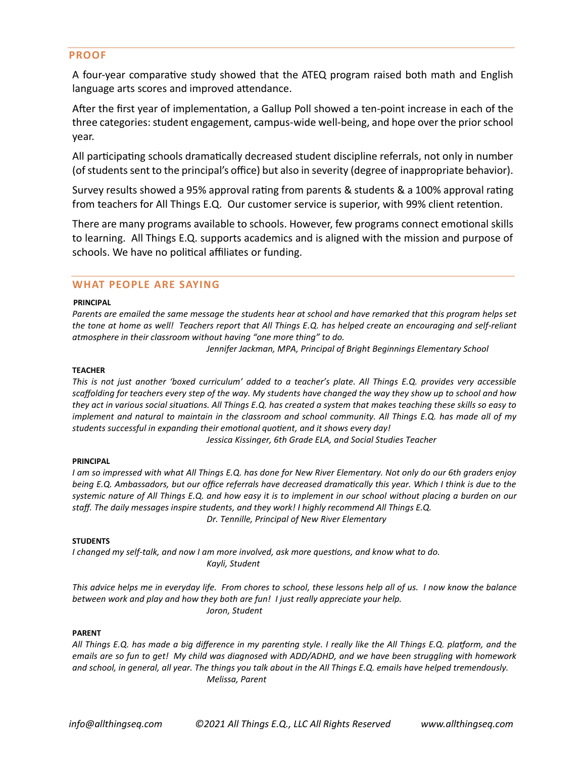## PROOF

A four-year comparative study showed that the ATEQ program raised both math and English language arts scores and improved attendance.

After the first year of implementation, a Gallup Poll showed a ten-point increase in each of the three categories: student engagement, campus-wide well-being, and hope over the prior school year.

All participating schools dramatically decreased student discipline referrals, not only in number (of students sent to the principal's office) but also in severity (degree of inappropriate behavior).

Survey results showed a 95% approval rating from parents & students & a 100% approval rating from teachers for All Things E.Q. Our customer service is superior, with 99% client retention.

There are many programs available to schools. However, few programs connect emotional skills to learning. All Things E.Q. supports academics and is aligned with the mission and purpose of schools. We have no political affiliates or funding.

## WHAT PEOPLE ARE SAYING

**PRINCIPAL**

*Parents are emailed the same message the students hear at school and have remarked that this program helps set the tone at home as well! Teachers report that All Things E.Q. has helped create an encouraging and self-reliant atmosphere in their classroom without having "one more thing" to do.*

*Jennifer Jackman, MPA, Principal of Bright Beginnings Elementary School*

**TEACHER**

*This is not just another 'boxed curriculum' added to a teacher's plate. All Things E.Q. provides very accessible scaffolding for teachers every step of the way. My students have changed the way they show up to school and how they act in various social situations. All Things E.Q. has created a system that makes teaching these skills so easy to implement and natural to maintain in the classroom and school community. All Things E.Q. has made all of my students successful in expanding their emotional quotient, and it shows every day!*

*Jessica Kissinger, 6th Grade ELA, and Social Studies Teacher*

**PRINCIPAL**

*I am so impressed with what All Things E.Q. has done for New River Elementary. Not only do our 6th graders enjoy being E.Q. Ambassadors, but our office referrals have decreased dramatically this year. Which I think is due to the systemic nature of All Things E.Q. and how easy it is to implement in our school without placing a burden on our staff. The daily messages inspire students, and they work! I highly recommend All Things E.Q.*

*Dr. Tennille, Principal of New River Elementary*

**STUDENTS**

*I changed my self-talk, and now I am more involved, ask more questions, and know what to do.*

*Kayli, Student*

*This advice helps me in everyday life. From chores to school, these lessons help all of us. I now know the balance between work and play and how they both are fun! I just really appreciate your help.*

*Joron, Student*

**PARENT**

*All Things E.Q. has made a big difference in my parenting style. I really like the All Things E.Q. platform, and the emails are so fun to get! My child was diagnosed with ADD/ADHD, and we have been struggling with homework and school, in general, all year. The things you talk about in the All Things E.Q. emails have helped tremendously.*

*Melissa, Parent*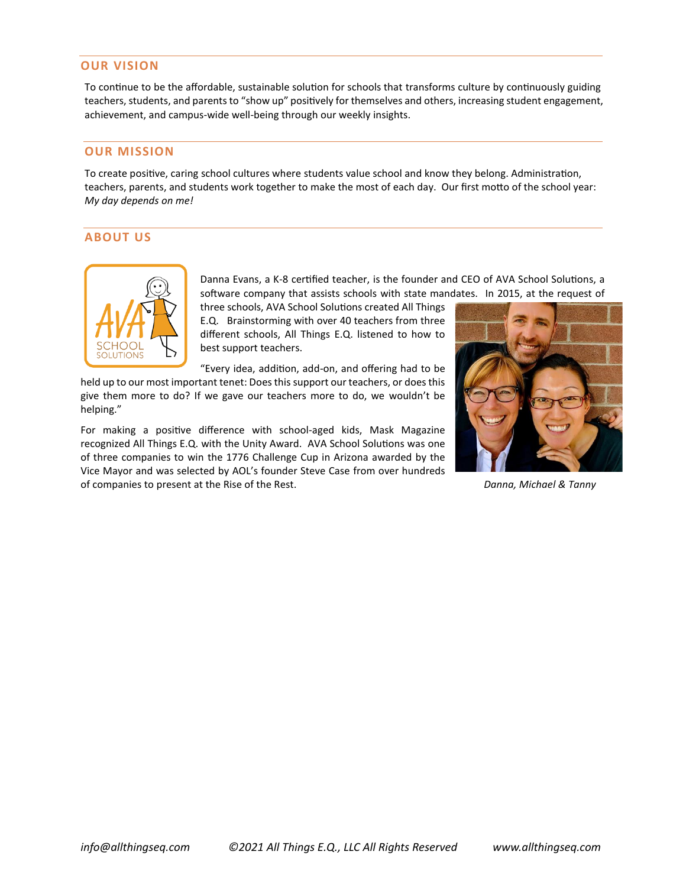## OUR VISION

To continue to be the affordable, sustainable solution for schools that transforms culture by continuously guiding teachers, students, and parents to "show up" positively for themselves and others, increasing student engagement, achievement, and campus-wide well-being through our weekly insights.

## OUR MISSION

To create positive, caring school cultures where students value school and know they belong. Administration, teachers, parents, and students work together to make the most of each day. Our first motto of the school year: *My day depends on me!*

## ABOUT US

Danna Evans, a K-8 certified teacher, is the founder and CEO of AVA School Solutions, a software company that assists schools with state mandates. In 2015, at the request of three schools, AVA School Solutions created All Things E.Q. Brainstorming with over 40 teachers from three different schools, All Things E.Q. listened to how to best support teachers.

"Every idea, addition, add-on, and offering had to be held up to our most important tenet: Does this support our teachers, or does this give them more to do? If we gave our teachers more to do, we wouldn't be helping."

For making a positive difference with school-aged kids, Mask Magazine recognized All Things E.Q. with the Unity Award. AVA School Solutions was one of three companies to win the 1776 Challenge Cup in Arizona awarded by the Vice Mayor and was selected by AOL's founder Steve Case from over hundreds of companies to present at the Rise of the Rest.

*Danna, Michael & Tanny*